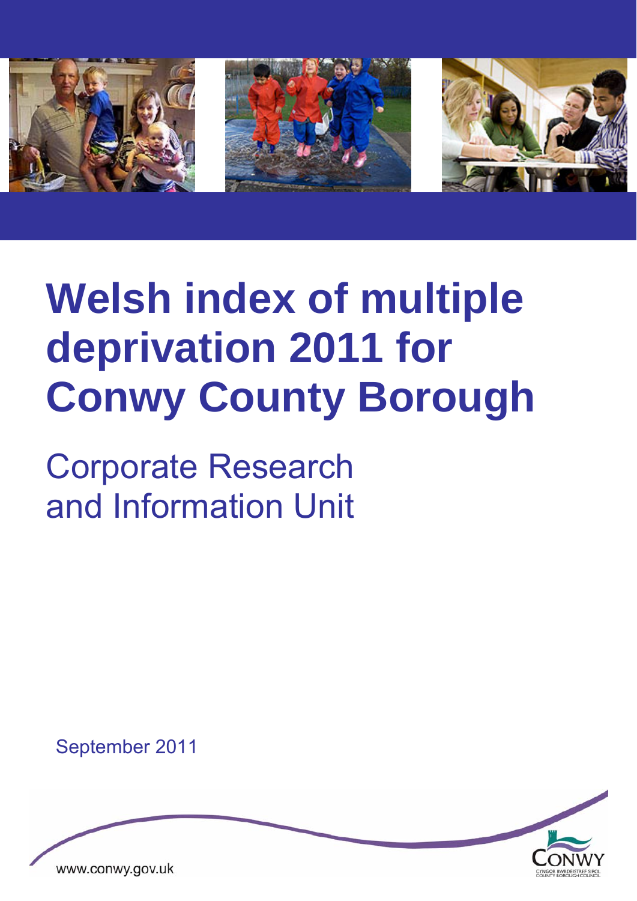# Welsh index of multiple deprivation 2011 for Conwy County Borough

## Corporate Research and Information Unit

September 2011

www.conwy.gov.uk

CONWY
CYNGOR BWRDEISTREF SIROL
COUNTY BOROUGH COUNCIL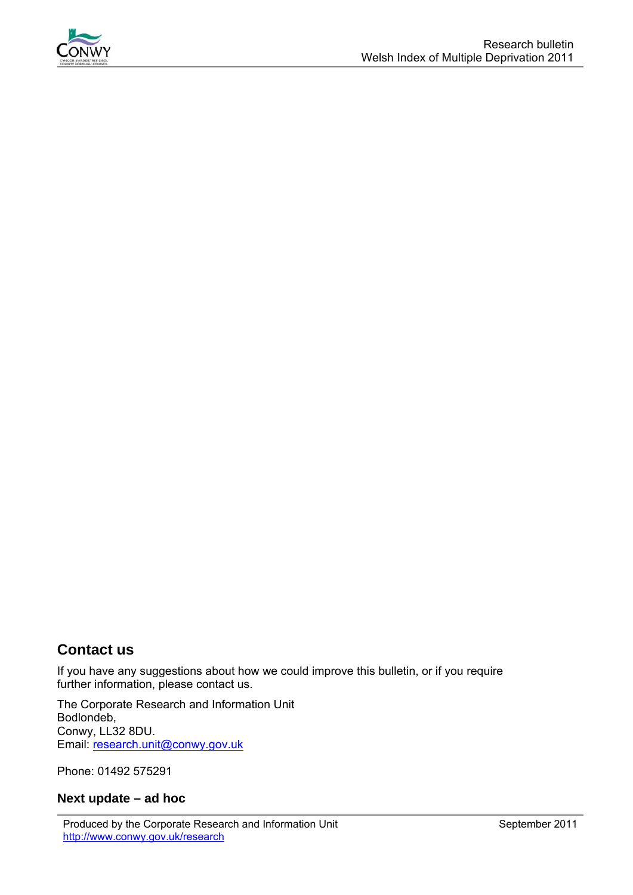## Contact us

If you have any suggestions about how we could improve this bulletin, or if you require further information, please contact us.

The Corporate Research and Information Unit
Bodlondeb,
Conwy, LL32 8DU.
Email: research.unit@conwy.gov.uk

Phone: 01492 575291

### Next update – ad hoc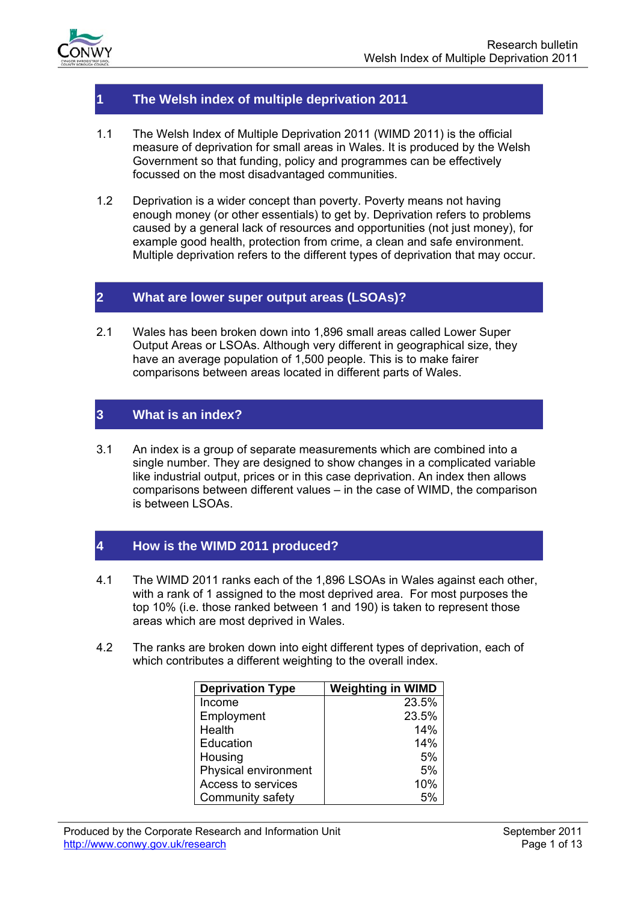## 1 The Welsh index of multiple deprivation 2011

1.1 The Welsh Index of Multiple Deprivation 2011 (WIMD 2011) is the official measure of deprivation for small areas in Wales. It is produced by the Welsh Government so that funding, policy and programmes can be effectively focussed on the most disadvantaged communities.

1.2 Deprivation is a wider concept than poverty. Poverty means not having enough money (or other essentials) to get by. Deprivation refers to problems caused by a general lack of resources and opportunities (not just money), for example good health, protection from crime, a clean and safe environment. Multiple deprivation refers to the different types of deprivation that may occur.

## 2 What are lower super output areas (LSOAs)?

2.1 Wales has been broken down into 1,896 small areas called Lower Super Output Areas or LSOAs. Although very different in geographical size, they have an average population of 1,500 people. This is to make fairer comparisons between areas located in different parts of Wales.

## 3 What is an index?

3.1 An index is a group of separate measurements which are combined into a single number. They are designed to show changes in a complicated variable like industrial output, prices or in this case deprivation. An index then allows comparisons between different values – in the case of WIMD, the comparison is between LSOAs.

## 4 How is the WIMD 2011 produced?

4.1 The WIMD 2011 ranks each of the 1,896 LSOAs in Wales against each other, with a rank of 1 assigned to the most deprived area. For most purposes the top 10% (i.e. those ranked between 1 and 190) is taken to represent those areas which are most deprived in Wales.

4.2 The ranks are broken down into eight different types of deprivation, each of which contributes a different weighting to the overall index.

| Deprivation Type | Weighting in WIMD |
|---|---:|
| Income | 23.5% |
| Employment | 23.5% |
| Health | 14% |
| Education | 14% |
| Housing | 5% |
| Physical environment | 5% |
| Access to services | 10% |
| Community safety | 5% |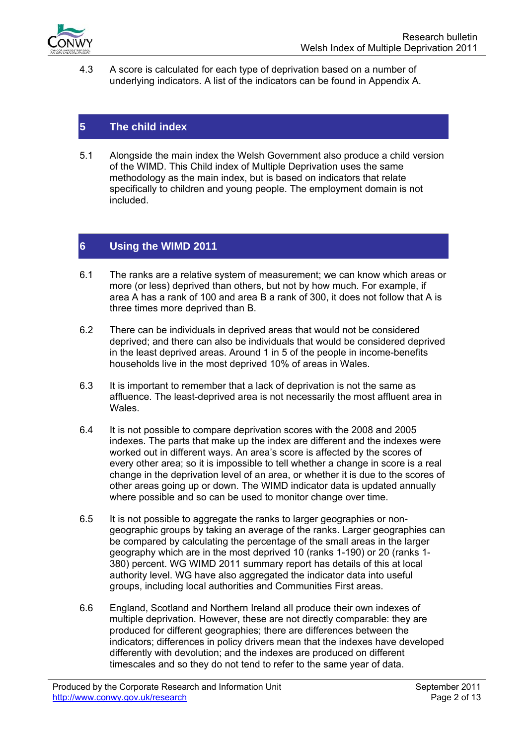4.3 A score is calculated for each type of deprivation based on a number of underlying indicators. A list of the indicators can be found in Appendix A.

## 5 The child index

5.1 Alongside the main index the Welsh Government also produce a child version of the WIMD. This Child index of Multiple Deprivation uses the same methodology as the main index, but is based on indicators that relate specifically to children and young people. The employment domain is not included.

## 6 Using the WIMD 2011

6.1 The ranks are a relative system of measurement; we can know which areas or more (or less) deprived than others, but not by how much. For example, if area A has a rank of 100 and area B a rank of 300, it does not follow that A is three times more deprived than B.

6.2 There can be individuals in deprived areas that would not be considered deprived; and there can also be individuals that would be considered deprived in the least deprived areas. Around 1 in 5 of the people in income-benefits households live in the most deprived 10% of areas in Wales.

6.3 It is important to remember that a lack of deprivation is not the same as affluence. The least-deprived area is not necessarily the most affluent area in Wales.

6.4 It is not possible to compare deprivation scores with the 2008 and 2005 indexes. The parts that make up the index are different and the indexes were worked out in different ways. An area's score is affected by the scores of every other area; so it is impossible to tell whether a change in score is a real change in the deprivation level of an area, or whether it is due to the scores of other areas going up or down. The WIMD indicator data is updated annually where possible and so can be used to monitor change over time.

6.5 It is not possible to aggregate the ranks to larger geographies or non-geographic groups by taking an average of the ranks. Larger geographies can be compared by calculating the percentage of the small areas in the larger geography which are in the most deprived 10 (ranks 1-190) or 20 (ranks 1-380) percent. WG WIMD 2011 summary report has details of this at local authority level. WG have also aggregated the indicator data into useful groups, including local authorities and Communities First areas.

6.6 England, Scotland and Northern Ireland all produce their own indexes of multiple deprivation. However, these are not directly comparable: they are produced for different geographies; there are differences between the indicators; differences in policy drivers mean that the indexes have developed differently with devolution; and the indexes are produced on different timescales and so they do not tend to refer to the same year of data.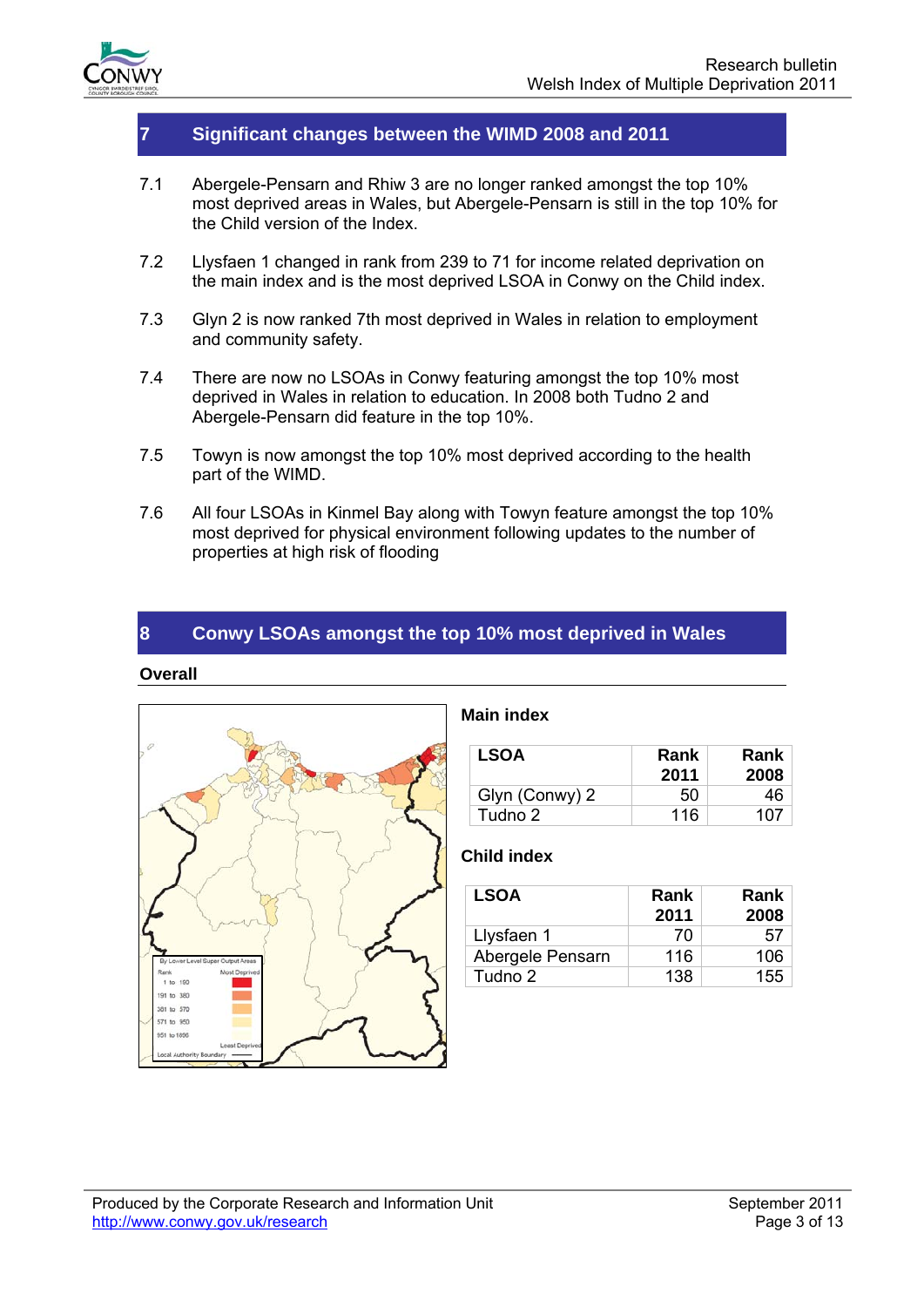## 7 Significant changes between the WIMD 2008 and 2011

7.1 Abergele-Pensarn and Rhiw 3 are no longer ranked amongst the top 10% most deprived areas in Wales, but Abergele-Pensarn is still in the top 10% for the Child version of the Index.

7.2 Llysfaen 1 changed in rank from 239 to 71 for income related deprivation on the main index and is the most deprived LSOA in Conwy on the Child index.

7.3 Glyn 2 is now ranked 7th most deprived in Wales in relation to employment and community safety.

7.4 There are now no LSOAs in Conwy featuring amongst the top 10% most deprived in Wales in relation to education. In 2008 both Tudno 2 and Abergele-Pensarn did feature in the top 10%.

7.5 Towyn is now amongst the top 10% most deprived according to the health part of the WIMD.

7.6 All four LSOAs in Kinmel Bay along with Towyn feature amongst the top 10% most deprived for physical environment following updates to the number of properties at high risk of flooding

## 8 Conwy LSOAs amongst the top 10% most deprived in Wales

**Overall**

By Lower Level Super Output Areas

| Rank | Most Deprived |
|---|---|
| 1 to 190 | |
| 191 to 380 | |
| 381 to 570 | |
| 571 to 950 | |
| 951 to 1896 | Least Deprived |

Local Authority Boundary

**Main index**

| LSOA | Rank 2011 | Rank 2008 |
|---|---|---|
| Glyn (Conwy) 2 | 50 | 46 |
| Tudno 2 | 116 | 107 |

**Child index**

| LSOA | Rank 2011 | Rank 2008 |
|---|---|---|
| Llysfaen 1 | 70 | 57 |
| Abergele Pensarn | 116 | 106 |
| Tudno 2 | 138 | 155 |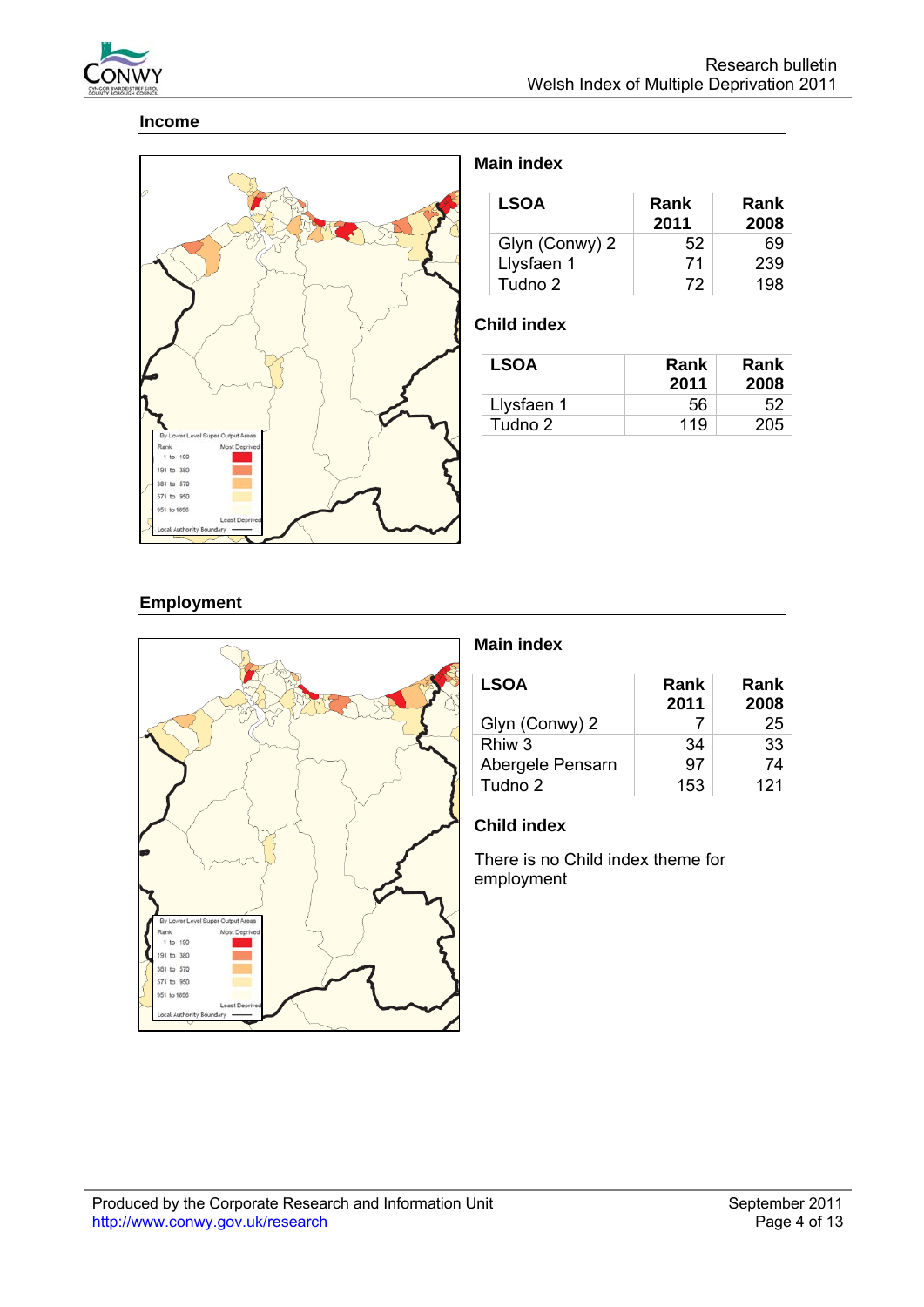## Income

### Main index

| LSOA | Rank 2011 | Rank 2008 |
|---|---|---|
| Glyn (Conwy) 2 | 52 | 69 |
| Llysfaen 1 | 71 | 239 |
| Tudno 2 | 72 | 198 |

### Child index

| LSOA | Rank 2011 | Rank 2008 |
|---|---|---|
| Llysfaen 1 | 56 | 52 |
| Tudno 2 | 119 | 205 |

## Employment

### Main index

| LSOA | Rank 2011 | Rank 2008 |
|---|---|---|
| Glyn (Conwy) 2 | 7 | 25 |
| Rhiw 3 | 34 | 33 |
| Abergele Pensarn | 97 | 74 |
| Tudno 2 | 153 | 121 |

### Child index

There is no Child index theme for employment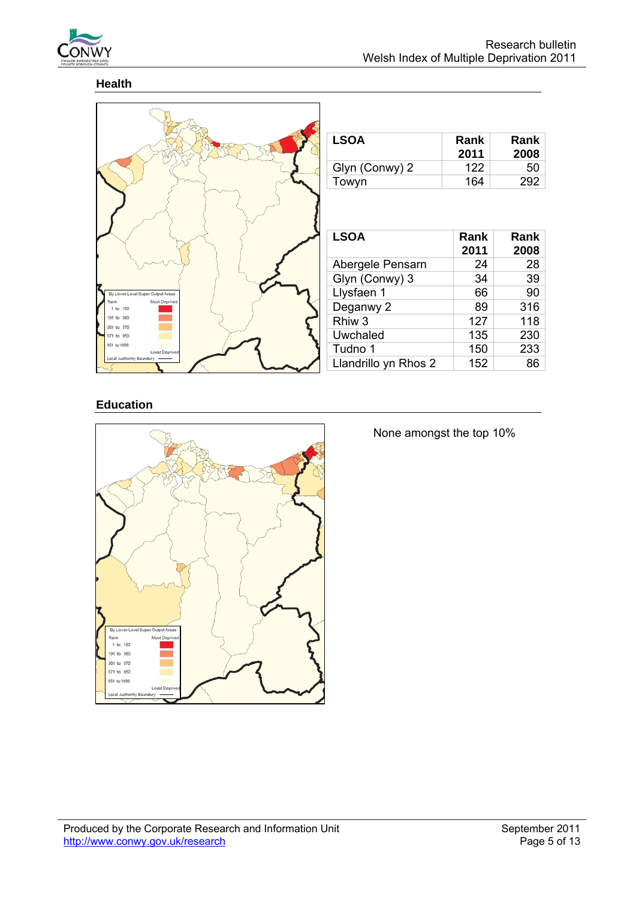## Health

| LSOA | Rank 2011 | Rank 2008 |
|---|---|---|
| Glyn (Conwy) 2 | 122 | 50 |
| Towyn | 164 | 292 |

| LSOA | Rank 2011 | Rank 2008 |
|---|---|---|
| Abergele Pensarn | 24 | 28 |
| Glyn (Conwy) 3 | 34 | 39 |
| Llysfaen 1 | 66 | 90 |
| Deganwy 2 | 89 | 316 |
| Rhiw 3 | 127 | 118 |
| Uwchaled | 135 | 230 |
| Tudno 1 | 150 | 233 |
| Llandrillo yn Rhos 2 | 152 | 86 |

## Education

None amongst the top 10%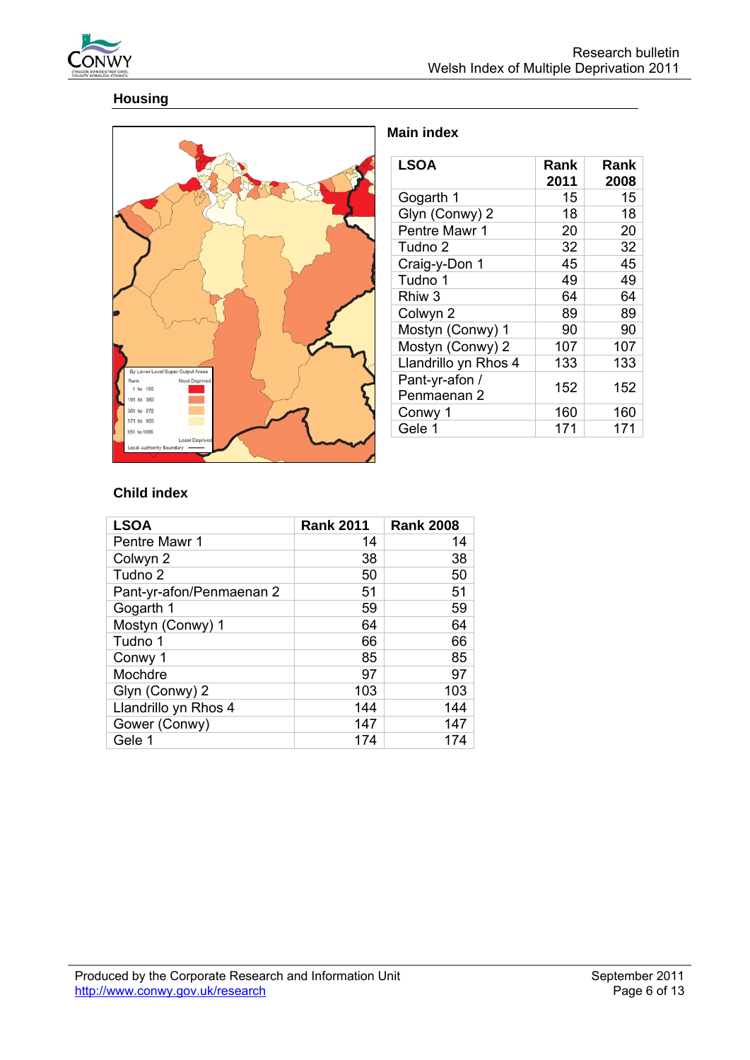## Housing

### Main index

| LSOA | Rank 2011 | Rank 2008 |
|---|---|---|
| Gogarth 1 | 15 | 15 |
| Glyn (Conwy) 2 | 18 | 18 |
| Pentre Mawr 1 | 20 | 20 |
| Tudno 2 | 32 | 32 |
| Craig-y-Don 1 | 45 | 45 |
| Tudno 1 | 49 | 49 |
| Rhiw 3 | 64 | 64 |
| Colwyn 2 | 89 | 89 |
| Mostyn (Conwy) 1 | 90 | 90 |
| Mostyn (Conwy) 2 | 107 | 107 |
| Llandrillo yn Rhos 4 | 133 | 133 |
| Pant-yr-afon / Penmaenan 2 | 152 | 152 |
| Conwy 1 | 160 | 160 |
| Gele 1 | 171 | 171 |

### Child index

| LSOA | Rank 2011 | Rank 2008 |
|---|---|---|
| Pentre Mawr 1 | 14 | 14 |
| Colwyn 2 | 38 | 38 |
| Tudno 2 | 50 | 50 |
| Pant-yr-afon/Penmaenan 2 | 51 | 51 |
| Gogarth 1 | 59 | 59 |
| Mostyn (Conwy) 1 | 64 | 64 |
| Tudno 1 | 66 | 66 |
| Conwy 1 | 85 | 85 |
| Mochdre | 97 | 97 |
| Glyn (Conwy) 2 | 103 | 103 |
| Llandrillo yn Rhos 4 | 144 | 144 |
| Gower (Conwy) | 147 | 147 |
| Gele 1 | 174 | 174 |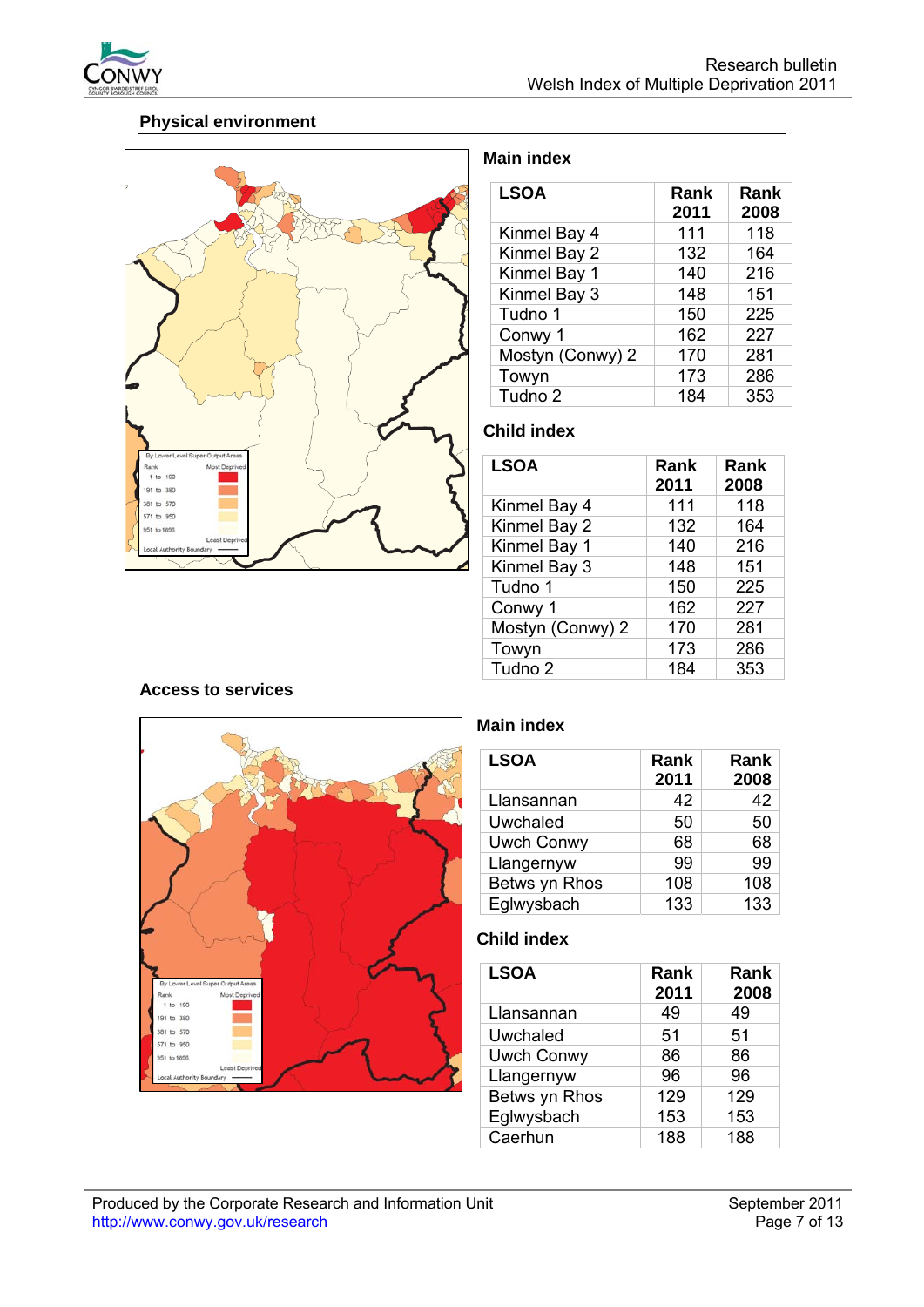## Physical environment

### Main index

| LSOA | Rank 2011 | Rank 2008 |
|---|---|---|
| Kinmel Bay 4 | 111 | 118 |
| Kinmel Bay 2 | 132 | 164 |
| Kinmel Bay 1 | 140 | 216 |
| Kinmel Bay 3 | 148 | 151 |
| Tudno 1 | 150 | 225 |
| Conwy 1 | 162 | 227 |
| Mostyn (Conwy) 2 | 170 | 281 |
| Towyn | 173 | 286 |
| Tudno 2 | 184 | 353 |

### Child index

| LSOA | Rank 2011 | Rank 2008 |
|---|---|---|
| Kinmel Bay 4 | 111 | 118 |
| Kinmel Bay 2 | 132 | 164 |
| Kinmel Bay 1 | 140 | 216 |
| Kinmel Bay 3 | 148 | 151 |
| Tudno 1 | 150 | 225 |
| Conwy 1 | 162 | 227 |
| Mostyn (Conwy) 2 | 170 | 281 |
| Towyn | 173 | 286 |
| Tudno 2 | 184 | 353 |

## Access to services

### Main index

| LSOA | Rank 2011 | Rank 2008 |
|---|---|---|
| Llansannan | 42 | 42 |
| Uwchaled | 50 | 50 |
| Uwch Conwy | 68 | 68 |
| Llangernyw | 99 | 99 |
| Betws yn Rhos | 108 | 108 |
| Eglwysbach | 133 | 133 |

### Child index

| LSOA | Rank 2011 | Rank 2008 |
|---|---|---|
| Llansannan | 49 | 49 |
| Uwchaled | 51 | 51 |
| Uwch Conwy | 86 | 86 |
| Llangernyw | 96 | 96 |
| Betws yn Rhos | 129 | 129 |
| Eglwysbach | 153 | 153 |
| Caerhun | 188 | 188 |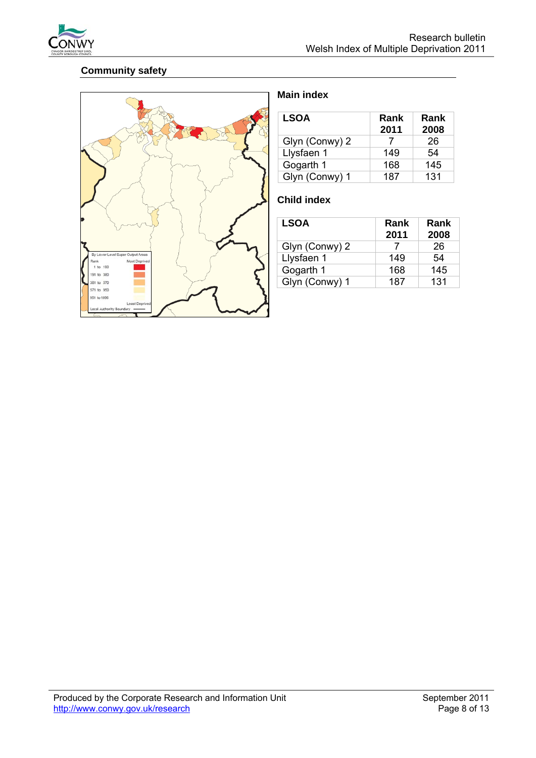## Community safety

### Main index

| LSOA | Rank 2011 | Rank 2008 |
|---|---|---|
| Glyn (Conwy) 2 | 7 | 26 |
| Llysfaen 1 | 149 | 54 |
| Gogarth 1 | 168 | 145 |
| Glyn (Conwy) 1 | 187 | 131 |

### Child index

| LSOA | Rank 2011 | Rank 2008 |
|---|---|---|
| Glyn (Conwy) 2 | 7 | 26 |
| Llysfaen 1 | 149 | 54 |
| Gogarth 1 | 168 | 145 |
| Glyn (Conwy) 1 | 187 | 131 |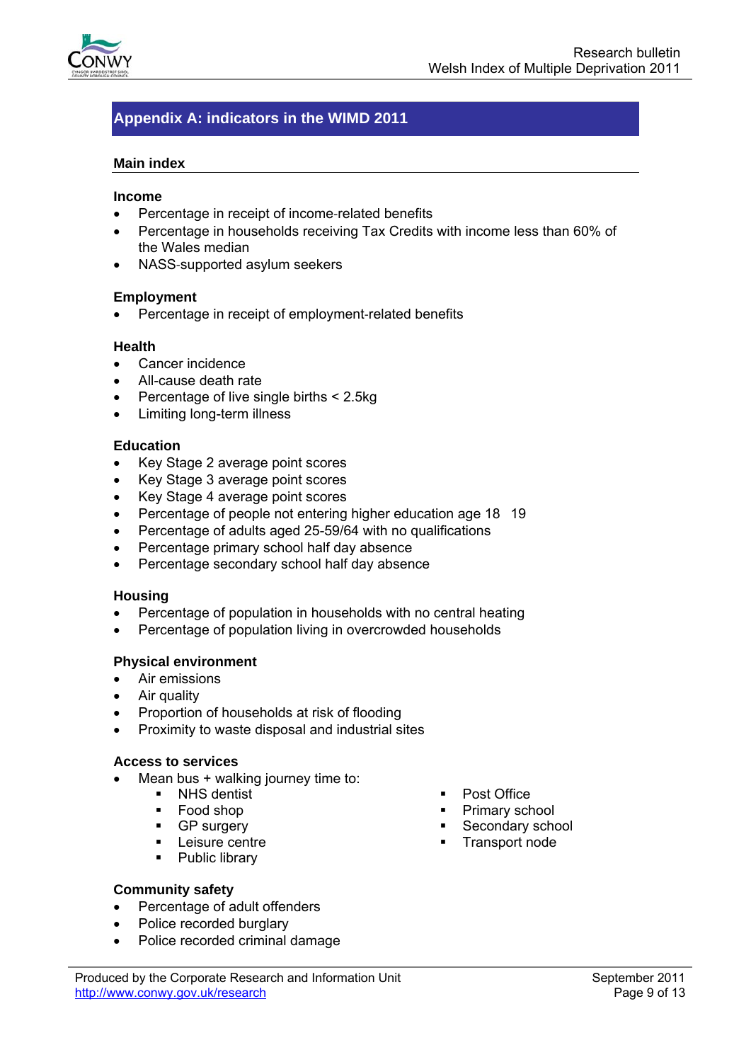## Appendix A: indicators in the WIMD 2011

### Main index

**Income**

- Percentage in receipt of income-related benefits
- Percentage in households receiving Tax Credits with income less than 60% of the Wales median
- NASS-supported asylum seekers

**Employment**

- Percentage in receipt of employment-related benefits

**Health**

- Cancer incidence
- All-cause death rate
- Percentage of live single births < 2.5kg
- Limiting long-term illness

**Education**

- Key Stage 2 average point scores
- Key Stage 3 average point scores
- Key Stage 4 average point scores
- Percentage of people not entering higher education age 18 19
- Percentage of adults aged 25-59/64 with no qualifications
- Percentage primary school half day absence
- Percentage secondary school half day absence

**Housing**

- Percentage of population in households with no central heating
- Percentage of population living in overcrowded households

**Physical environment**

- Air emissions
- Air quality
- Proportion of households at risk of flooding
- Proximity to waste disposal and industrial sites

**Access to services**

- Mean bus + walking journey time to:
  - NHS dentist
  - Food shop
  - GP surgery
  - Leisure centre
  - Public library
  - Post Office
  - Primary school
  - Secondary school
  - Transport node

**Community safety**

- Percentage of adult offenders
- Police recorded burglary
- Police recorded criminal damage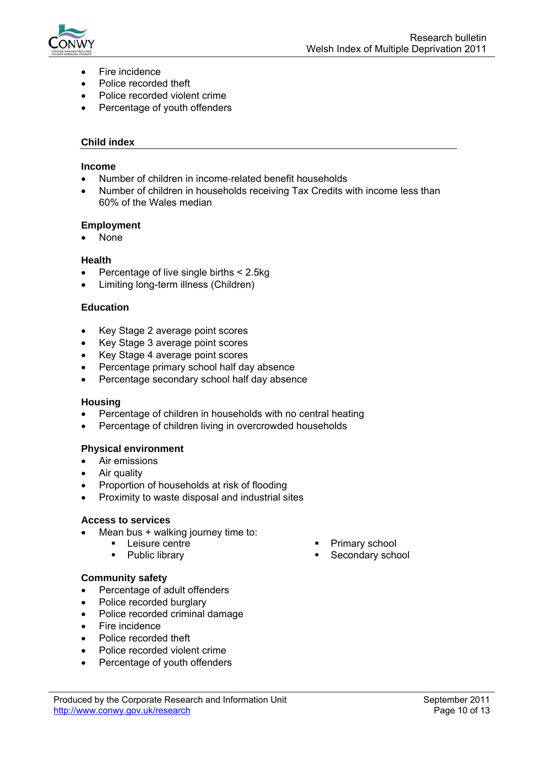- Fire incidence
- Police recorded theft
- Police recorded violent crime
- Percentage of youth offenders

## Child index

### Income

- Number of children in income-related benefit households
- Number of children in households receiving Tax Credits with income less than 60% of the Wales median

### Employment

- None

### Health

- Percentage of live single births < 2.5kg
- Limiting long-term illness (Children)

### Education

- Key Stage 2 average point scores
- Key Stage 3 average point scores
- Key Stage 4 average point scores
- Percentage primary school half day absence
- Percentage secondary school half day absence

### Housing

- Percentage of children in households with no central heating
- Percentage of children living in overcrowded households

### Physical environment

- Air emissions
- Air quality
- Proportion of households at risk of flooding
- Proximity to waste disposal and industrial sites

### Access to services

- Mean bus + walking journey time to:
  - Leisure centre
  - Public library
  - Primary school
  - Secondary school

### Community safety

- Percentage of adult offenders
- Police recorded burglary
- Police recorded criminal damage
- Fire incidence
- Police recorded theft
- Police recorded violent crime
- Percentage of youth offenders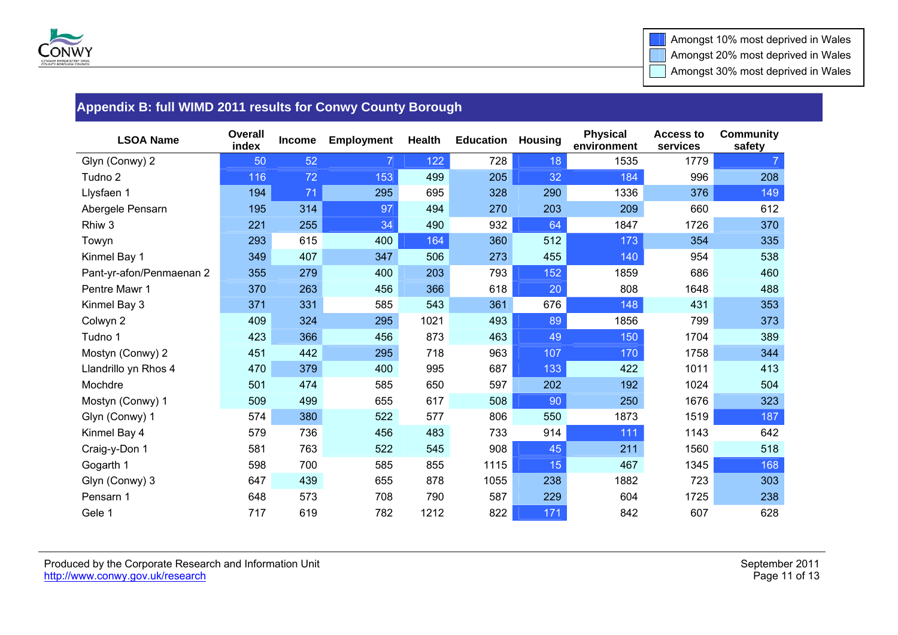| Amongst 10% most deprived in Wales |
|---|
| Amongst 20% most deprived in Wales |
| Amongst 30% most deprived in Wales |

## Appendix B: full WIMD 2011 results for Conwy County Borough

| LSOA Name | Overall index | Income | Employment | Health | Education | Housing | Physical environment | Access to services | Community safety |
|---|---|---|---|---|---|---|---|---|---|
| Glyn (Conwy) 2 | 50 | 52 | 7 | 122 | 728 | 18 | 1535 | 1779 | 7 |
| Tudno 2 | 116 | 72 | 153 | 499 | 205 | 32 | 184 | 996 | 208 |
| Llysfaen 1 | 194 | 71 | 295 | 695 | 328 | 290 | 1336 | 376 | 149 |
| Abergele Pensarn | 195 | 314 | 97 | 494 | 270 | 203 | 209 | 660 | 612 |
| Rhiw 3 | 221 | 255 | 34 | 490 | 932 | 64 | 1847 | 1726 | 370 |
| Towyn | 293 | 615 | 400 | 164 | 360 | 512 | 173 | 354 | 335 |
| Kinmel Bay 1 | 349 | 407 | 347 | 506 | 273 | 455 | 140 | 954 | 538 |
| Pant-yr-afon/Penmaenan 2 | 355 | 279 | 400 | 203 | 793 | 152 | 1859 | 686 | 460 |
| Pentre Mawr 1 | 370 | 263 | 456 | 366 | 618 | 20 | 808 | 1648 | 488 |
| Kinmel Bay 3 | 371 | 331 | 585 | 543 | 361 | 676 | 148 | 431 | 353 |
| Colwyn 2 | 409 | 324 | 295 | 1021 | 493 | 89 | 1856 | 799 | 373 |
| Tudno 1 | 423 | 366 | 456 | 873 | 463 | 49 | 150 | 1704 | 389 |
| Mostyn (Conwy) 2 | 451 | 442 | 295 | 718 | 963 | 107 | 170 | 1758 | 344 |
| Llandrillo yn Rhos 4 | 470 | 379 | 400 | 995 | 687 | 133 | 422 | 1011 | 413 |
| Mochdre | 501 | 474 | 585 | 650 | 597 | 202 | 192 | 1024 | 504 |
| Mostyn (Conwy) 1 | 509 | 499 | 655 | 617 | 508 | 90 | 250 | 1676 | 323 |
| Glyn (Conwy) 1 | 574 | 380 | 522 | 577 | 806 | 550 | 1873 | 1519 | 187 |
| Kinmel Bay 4 | 579 | 736 | 456 | 483 | 733 | 914 | 111 | 1143 | 642 |
| Craig-y-Don 1 | 581 | 763 | 522 | 545 | 908 | 45 | 211 | 1560 | 518 |
| Gogarth 1 | 598 | 700 | 585 | 855 | 1115 | 15 | 467 | 1345 | 168 |
| Glyn (Conwy) 3 | 647 | 439 | 655 | 878 | 1055 | 238 | 1882 | 723 | 303 |
| Pensarn 1 | 648 | 573 | 708 | 790 | 587 | 229 | 604 | 1725 | 238 |
| Gele 1 | 717 | 619 | 782 | 1212 | 822 | 171 | 842 | 607 | 628 |

Produced by the Corporate Research and Information Unit
http://www.conwy.gov.uk/research

September 2011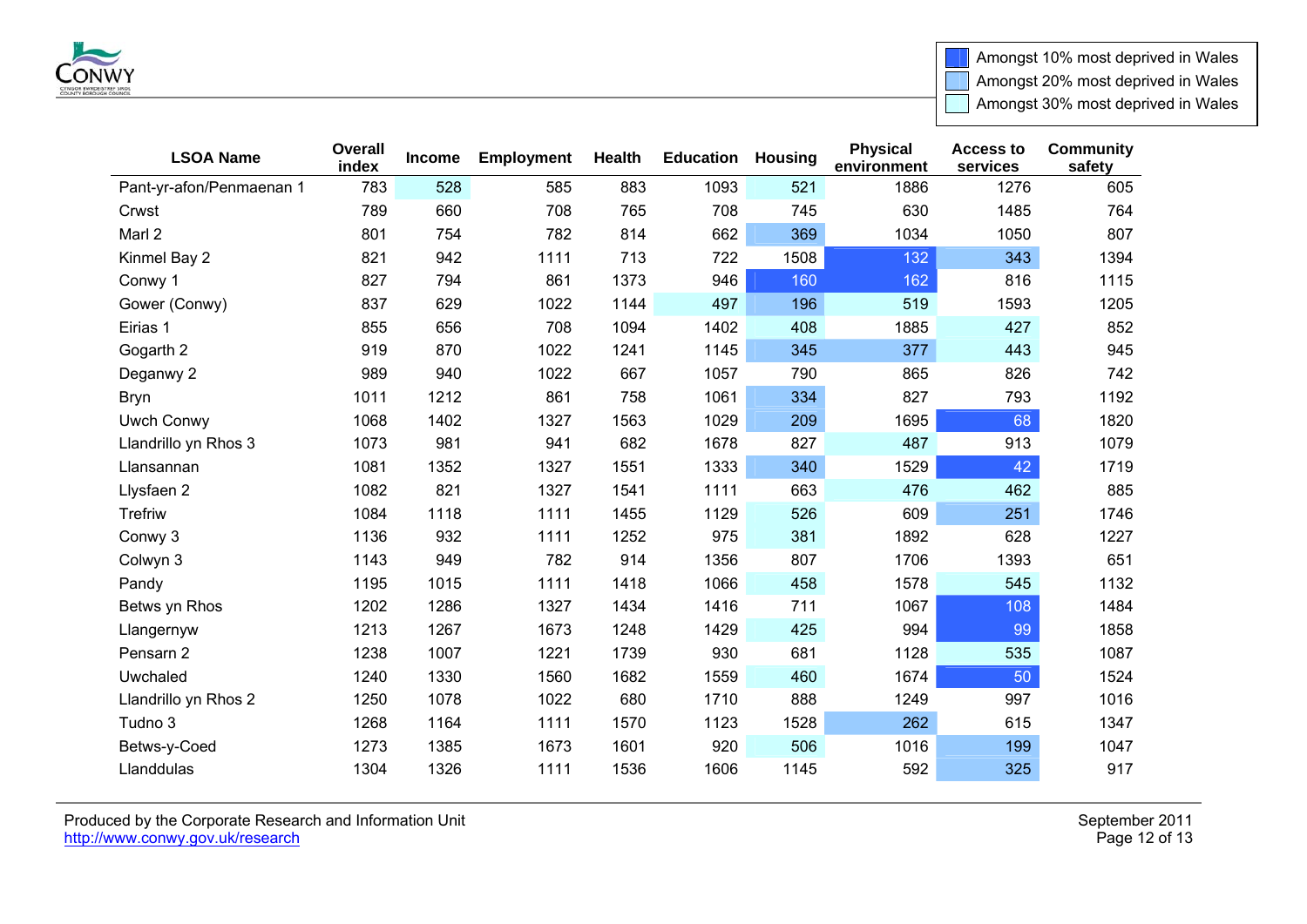| Amongst 10% most deprived in Wales |
|---|
| Amongst 20% most deprived in Wales |
| Amongst 30% most deprived in Wales |

| LSOA Name | Overall index | Income | Employment | Health | Education | Housing | Physical environment | Access to services | Community safety |
|---|---|---|---|---|---|---|---|---|---|
| Pant-yr-afon/Penmaenan 1 | 783 | 528 | 585 | 883 | 1093 | 521 | 1886 | 1276 | 605 |
| Crwst | 789 | 660 | 708 | 765 | 708 | 745 | 630 | 1485 | 764 |
| Marl 2 | 801 | 754 | 782 | 814 | 662 | 369 | 1034 | 1050 | 807 |
| Kinmel Bay 2 | 821 | 942 | 1111 | 713 | 722 | 1508 | 132 | 343 | 1394 |
| Conwy 1 | 827 | 794 | 861 | 1373 | 946 | 160 | 162 | 816 | 1115 |
| Gower (Conwy) | 837 | 629 | 1022 | 1144 | 497 | 196 | 519 | 1593 | 1205 |
| Eirias 1 | 855 | 656 | 708 | 1094 | 1402 | 408 | 1885 | 427 | 852 |
| Gogarth 2 | 919 | 870 | 1022 | 1241 | 1145 | 345 | 377 | 443 | 945 |
| Deganwy 2 | 989 | 940 | 1022 | 667 | 1057 | 790 | 865 | 826 | 742 |
| Bryn | 1011 | 1212 | 861 | 758 | 1061 | 334 | 827 | 793 | 1192 |
| Uwch Conwy | 1068 | 1402 | 1327 | 1563 | 1029 | 209 | 1695 | 68 | 1820 |
| Llandrillo yn Rhos 3 | 1073 | 981 | 941 | 682 | 1678 | 827 | 487 | 913 | 1079 |
| Llansannan | 1081 | 1352 | 1327 | 1551 | 1333 | 340 | 1529 | 42 | 1719 |
| Llysfaen 2 | 1082 | 821 | 1327 | 1541 | 1111 | 663 | 476 | 462 | 885 |
| Trefriw | 1084 | 1118 | 1111 | 1455 | 1129 | 526 | 609 | 251 | 1746 |
| Conwy 3 | 1136 | 932 | 1111 | 1252 | 975 | 381 | 1892 | 628 | 1227 |
| Colwyn 3 | 1143 | 949 | 782 | 914 | 1356 | 807 | 1706 | 1393 | 651 |
| Pandy | 1195 | 1015 | 1111 | 1418 | 1066 | 458 | 1578 | 545 | 1132 |
| Betws yn Rhos | 1202 | 1286 | 1327 | 1434 | 1416 | 711 | 1067 | 108 | 1484 |
| Llangernyw | 1213 | 1267 | 1673 | 1248 | 1429 | 425 | 994 | 99 | 1858 |
| Pensarn 2 | 1238 | 1007 | 1221 | 1739 | 930 | 681 | 1128 | 535 | 1087 |
| Uwchaled | 1240 | 1330 | 1560 | 1682 | 1559 | 460 | 1674 | 50 | 1524 |
| Llandrillo yn Rhos 2 | 1250 | 1078 | 1022 | 680 | 1710 | 888 | 1249 | 997 | 1016 |
| Tudno 3 | 1268 | 1164 | 1111 | 1570 | 1123 | 1528 | 262 | 615 | 1347 |
| Betws-y-Coed | 1273 | 1385 | 1673 | 1601 | 920 | 506 | 1016 | 199 | 1047 |
| Llanddulas | 1304 | 1326 | 1111 | 1536 | 1606 | 1145 | 592 | 325 | 917 |

Produced by the Corporate Research and Information Unit
http://www.conwy.gov.uk/research

September 2011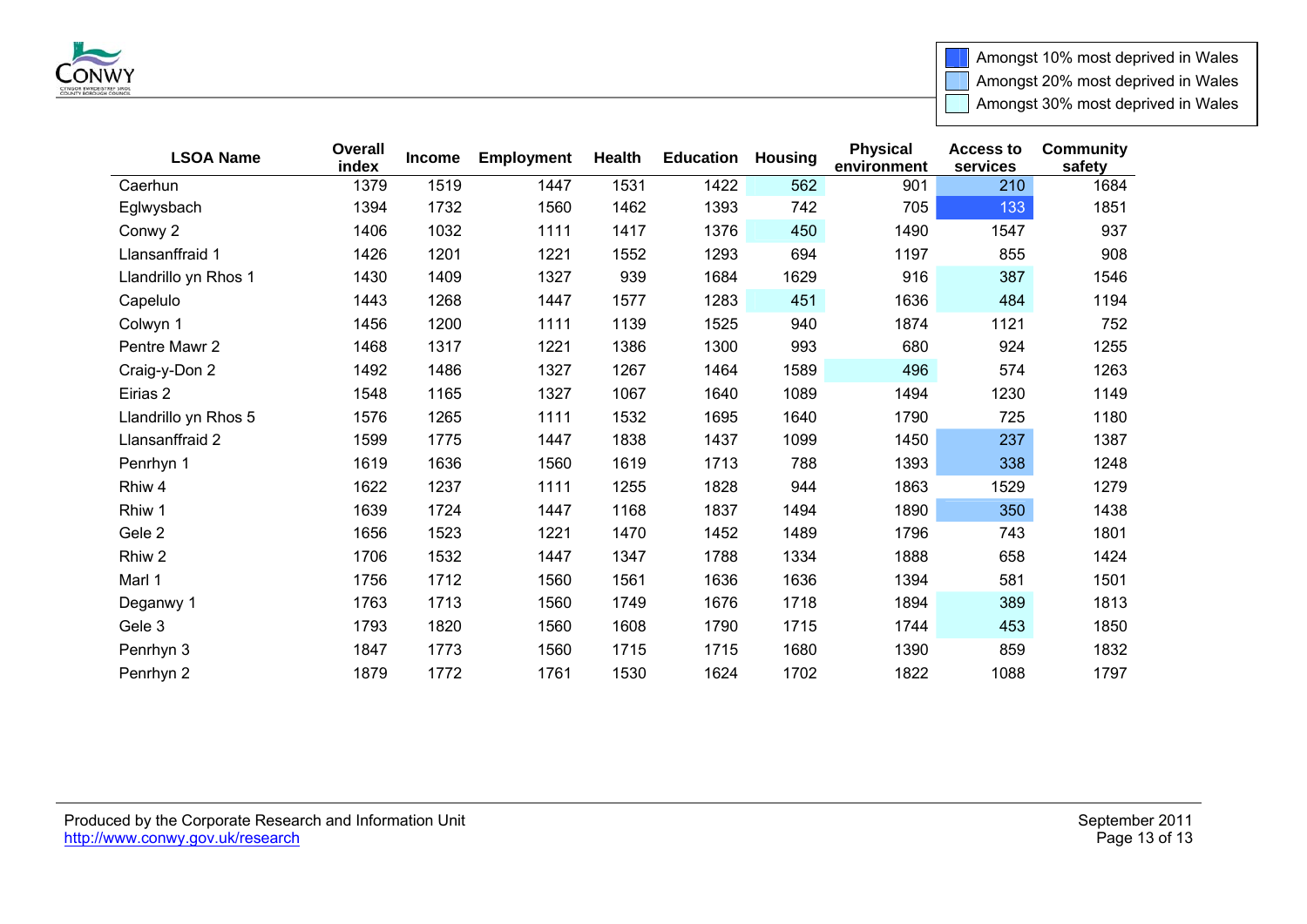Amongst 10% most deprived in Wales
Amongst 20% most deprived in Wales
Amongst 30% most deprived in Wales

| LSOA Name | Overall index | Income | Employment | Health | Education | Housing | Physical environment | Access to services | Community safety |
|---|---|---|---|---|---|---|---|---|---|
| Caerhun | 1379 | 1519 | 1447 | 1531 | 1422 | 562 | 901 | 210 | 1684 |
| Eglwysbach | 1394 | 1732 | 1560 | 1462 | 1393 | 742 | 705 | 133 | 1851 |
| Conwy 2 | 1406 | 1032 | 1111 | 1417 | 1376 | 450 | 1490 | 1547 | 937 |
| Llansanffraid 1 | 1426 | 1201 | 1221 | 1552 | 1293 | 694 | 1197 | 855 | 908 |
| Llandrillo yn Rhos 1 | 1430 | 1409 | 1327 | 939 | 1684 | 1629 | 916 | 387 | 1546 |
| Capelulo | 1443 | 1268 | 1447 | 1577 | 1283 | 451 | 1636 | 484 | 1194 |
| Colwyn 1 | 1456 | 1200 | 1111 | 1139 | 1525 | 940 | 1874 | 1121 | 752 |
| Pentre Mawr 2 | 1468 | 1317 | 1221 | 1386 | 1300 | 993 | 680 | 924 | 1255 |
| Craig-y-Don 2 | 1492 | 1486 | 1327 | 1267 | 1464 | 1589 | 496 | 574 | 1263 |
| Eirias 2 | 1548 | 1165 | 1327 | 1067 | 1640 | 1089 | 1494 | 1230 | 1149 |
| Llandrillo yn Rhos 5 | 1576 | 1265 | 1111 | 1532 | 1695 | 1640 | 1790 | 725 | 1180 |
| Llansanffraid 2 | 1599 | 1775 | 1447 | 1838 | 1437 | 1099 | 1450 | 237 | 1387 |
| Penrhyn 1 | 1619 | 1636 | 1560 | 1619 | 1713 | 788 | 1393 | 338 | 1248 |
| Rhiw 4 | 1622 | 1237 | 1111 | 1255 | 1828 | 944 | 1863 | 1529 | 1279 |
| Rhiw 1 | 1639 | 1724 | 1447 | 1168 | 1837 | 1494 | 1890 | 350 | 1438 |
| Gele 2 | 1656 | 1523 | 1221 | 1470 | 1452 | 1489 | 1796 | 743 | 1801 |
| Rhiw 2 | 1706 | 1532 | 1447 | 1347 | 1788 | 1334 | 1888 | 658 | 1424 |
| Marl 1 | 1756 | 1712 | 1560 | 1561 | 1636 | 1636 | 1394 | 581 | 1501 |
| Deganwy 1 | 1763 | 1713 | 1560 | 1749 | 1676 | 1718 | 1894 | 389 | 1813 |
| Gele 3 | 1793 | 1820 | 1560 | 1608 | 1790 | 1715 | 1744 | 453 | 1850 |
| Penrhyn 3 | 1847 | 1773 | 1560 | 1715 | 1715 | 1680 | 1390 | 859 | 1832 |
| Penrhyn 2 | 1879 | 1772 | 1761 | 1530 | 1624 | 1702 | 1822 | 1088 | 1797 |

Produced by the Corporate Research and Information Unit
http://www.conwy.gov.uk/research

September 2011